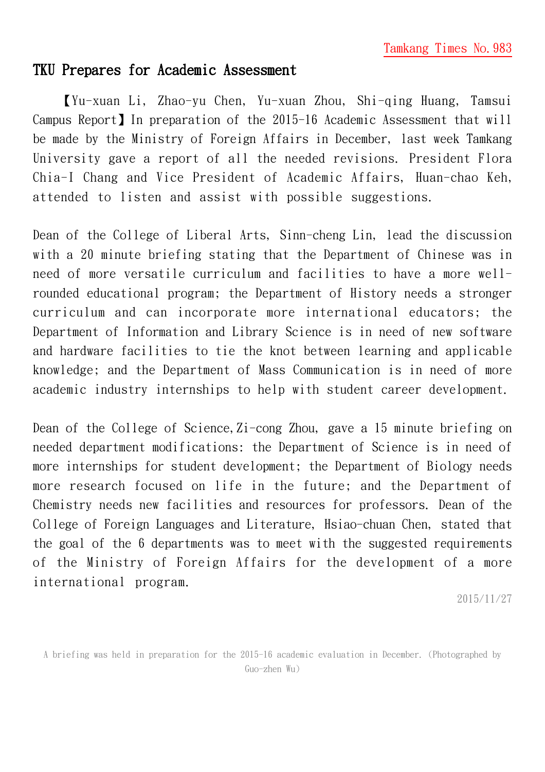Tamkang Times No.983

# TKU Prepares for Academic Assessment

【Yu-xuan Li, Zhao-yu Chen, Yu-xuan Zhou, Shi-qing Huang, Tamsui Campus Report】In preparation of the 2015-16 Academic Assessment that will be made by the Ministry of Foreign Affairs in December, last week Tamkang University gave a report of all the needed revisions. President Flora Chia-I Chang and Vice President of Academic Affairs, Huan-chao Keh, attended to listen and assist with possible suggestions.

Dean of the College of Liberal Arts, Sinn-cheng Lin, lead the discussion with a 20 minute briefing stating that the Department of Chinese was in need of more versatile curriculum and facilities to have a more well-rounded educational program; the Department of History needs a stronger curriculum and can incorporate more international educators; the Department of Information and Library Science is in need of new software and hardware facilities to tie the knot between learning and applicable knowledge; and the Department of Mass Communication is in need of more academic industry internships to help with student career development.

Dean of the College of Science,Zi-cong Zhou, gave a 15 minute briefing on needed department modifications: the Department of Science is in need of more internships for student development; the Department of Biology needs more research focused on life in the future; and the Department of Chemistry needs new facilities and resources for professors. Dean of the College of Foreign Languages and Literature, Hsiao-chuan Chen, stated that the goal of the 6 departments was to meet with the suggested requirements of the Ministry of Foreign Affairs for the development of a more international program.

2015/11/27

A briefing was held in preparation for the 2015-16 academic evaluation in December. (Photographed by Guo-zhen Wu)